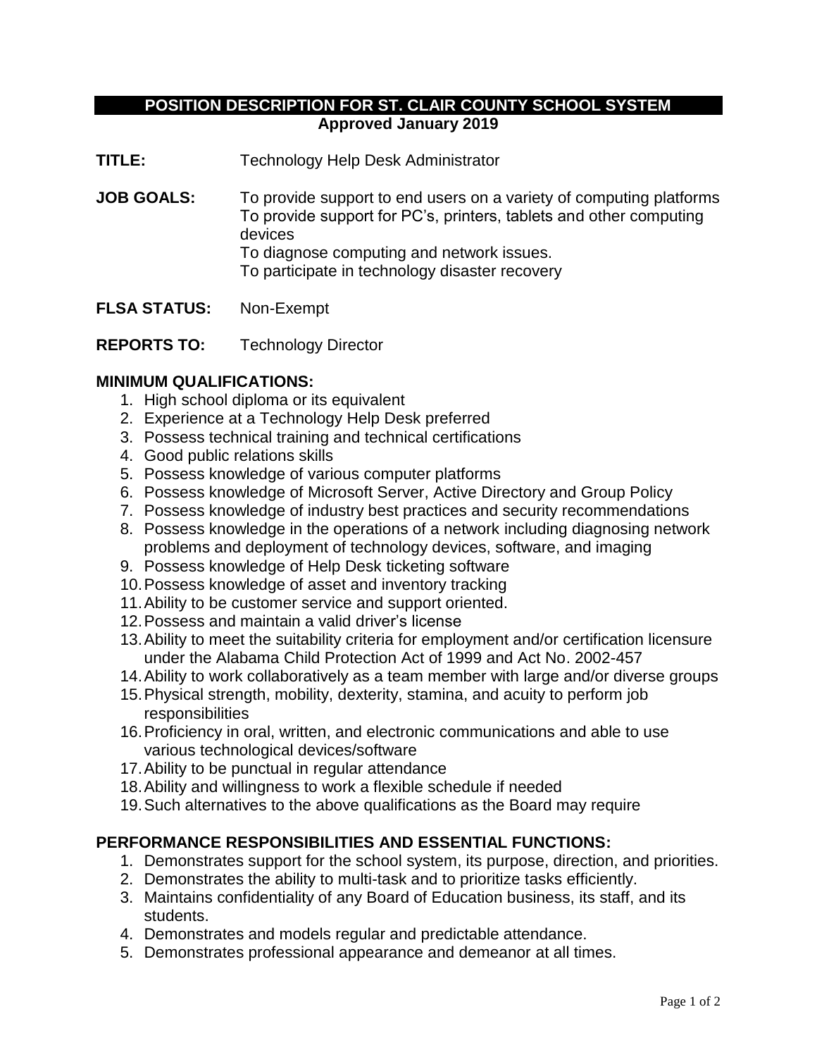# POSITION DESCRIPTION FOR ST. CLAIR COUNTY SCHOOL SYSTEM

**Approved January 2019**

**TITLE:** Technology Help Desk Administrator

**JOB GOALS:** To provide support to end users on a variety of computing platforms
To provide support for PC's, printers, tablets and other computing devices
To diagnose computing and network issues.
To participate in technology disaster recovery

**FLSA STATUS:** Non-Exempt

**REPORTS TO:** Technology Director

## MINIMUM QUALIFICATIONS:

1. High school diploma or its equivalent
2. Experience at a Technology Help Desk preferred
3. Possess technical training and technical certifications
4. Good public relations skills
5. Possess knowledge of various computer platforms
6. Possess knowledge of Microsoft Server, Active Directory and Group Policy
7. Possess knowledge of industry best practices and security recommendations
8. Possess knowledge in the operations of a network including diagnosing network problems and deployment of technology devices, software, and imaging
9. Possess knowledge of Help Desk ticketing software
10. Possess knowledge of asset and inventory tracking
11. Ability to be customer service and support oriented.
12. Possess and maintain a valid driver's license
13. Ability to meet the suitability criteria for employment and/or certification licensure under the Alabama Child Protection Act of 1999 and Act No. 2002-457
14. Ability to work collaboratively as a team member with large and/or diverse groups
15. Physical strength, mobility, dexterity, stamina, and acuity to perform job responsibilities
16. Proficiency in oral, written, and electronic communications and able to use various technological devices/software
17. Ability to be punctual in regular attendance
18. Ability and willingness to work a flexible schedule if needed
19. Such alternatives to the above qualifications as the Board may require

## PERFORMANCE RESPONSIBILITIES AND ESSENTIAL FUNCTIONS:

1. Demonstrates support for the school system, its purpose, direction, and priorities.
2. Demonstrates the ability to multi-task and to prioritize tasks efficiently.
3. Maintains confidentiality of any Board of Education business, its staff, and its students.
4. Demonstrates and models regular and predictable attendance.
5. Demonstrates professional appearance and demeanor at all times.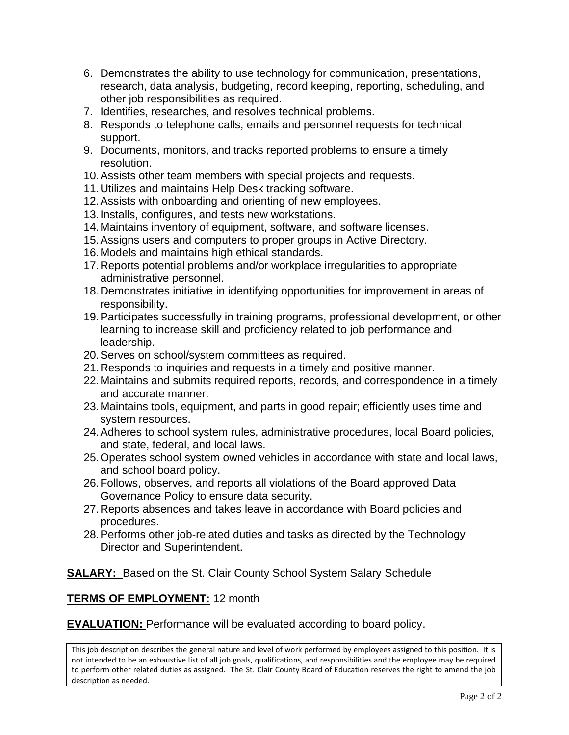6. Demonstrates the ability to use technology for communication, presentations, research, data analysis, budgeting, record keeping, reporting, scheduling, and other job responsibilities as required.
7. Identifies, researches, and resolves technical problems.
8. Responds to telephone calls, emails and personnel requests for technical support.
9. Documents, monitors, and tracks reported problems to ensure a timely resolution.
10. Assists other team members with special projects and requests.
11. Utilizes and maintains Help Desk tracking software.
12. Assists with onboarding and orienting of new employees.
13. Installs, configures, and tests new workstations.
14. Maintains inventory of equipment, software, and software licenses.
15. Assigns users and computers to proper groups in Active Directory.
16. Models and maintains high ethical standards.
17. Reports potential problems and/or workplace irregularities to appropriate administrative personnel.
18. Demonstrates initiative in identifying opportunities for improvement in areas of responsibility.
19. Participates successfully in training programs, professional development, or other learning to increase skill and proficiency related to job performance and leadership.
20. Serves on school/system committees as required.
21. Responds to inquiries and requests in a timely and positive manner.
22. Maintains and submits required reports, records, and correspondence in a timely and accurate manner.
23. Maintains tools, equipment, and parts in good repair; efficiently uses time and system resources.
24. Adheres to school system rules, administrative procedures, local Board policies, and state, federal, and local laws.
25. Operates school system owned vehicles in accordance with state and local laws, and school board policy.
26. Follows, observes, and reports all violations of the Board approved Data Governance Policy to ensure data security.
27. Reports absences and takes leave in accordance with Board policies and procedures.
28. Performs other job-related duties and tasks as directed by the Technology Director and Superintendent.

**SALARY:** Based on the St. Clair County School System Salary Schedule

**TERMS OF EMPLOYMENT:** 12 month

**EVALUATION:** Performance will be evaluated according to board policy.

This job description describes the general nature and level of work performed by employees assigned to this position. It is not intended to be an exhaustive list of all job goals, qualifications, and responsibilities and the employee may be required to perform other related duties as assigned. The St. Clair County Board of Education reserves the right to amend the job description as needed.